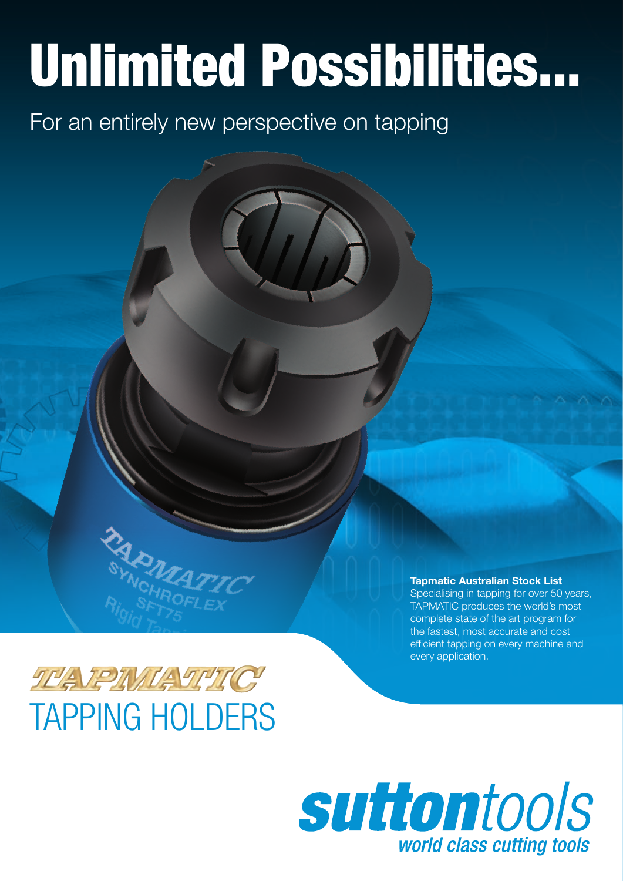# Unlimited Possibilities...

For an entirely new perspective on tapping

**Tapmatic Australian Stock List**
Specialising in tapping for over 50 years, TAPMATIC produces the world's most complete state of the art program for the fastest, most accurate and cost efficient tapping on every machine and every application.

## TAPMATIC TAPPING HOLDERS

**suttontools**
*world class cutting tools*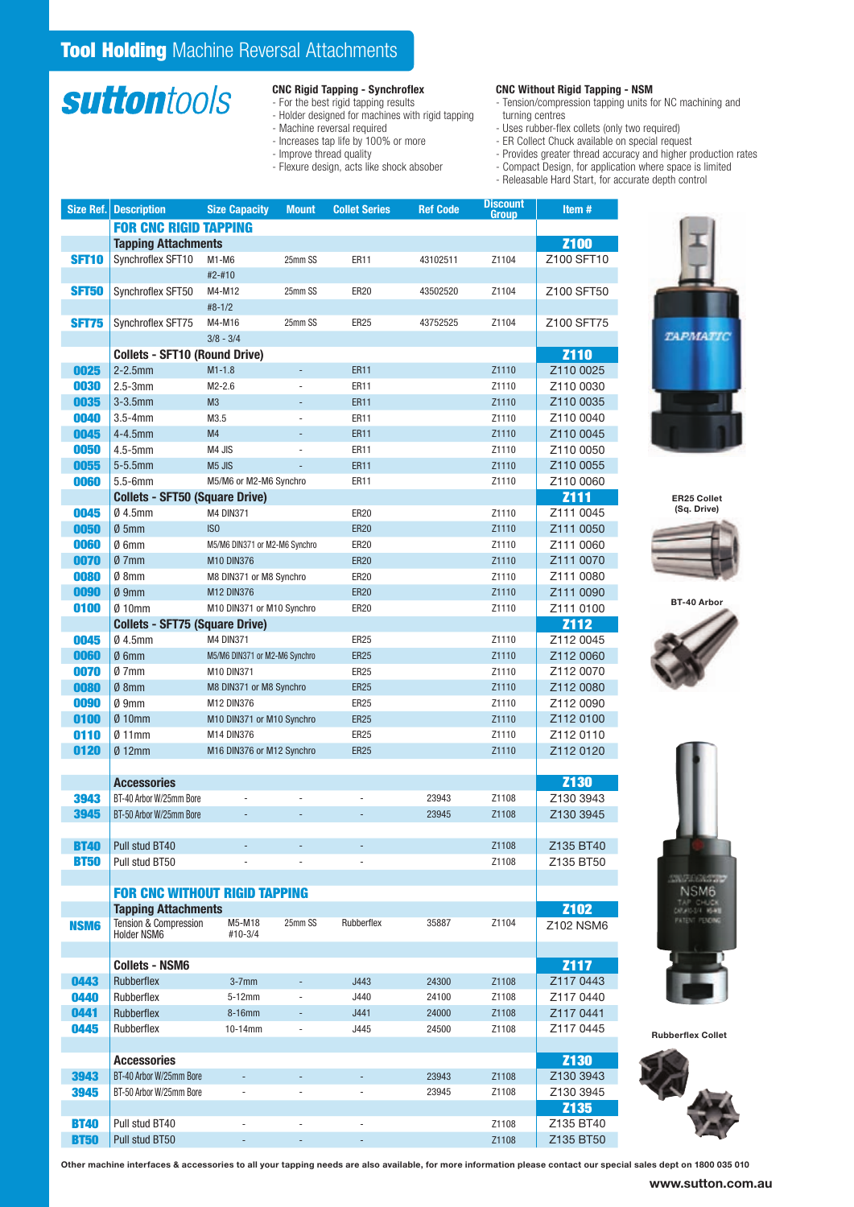# **Tool Holding** Machine Reversal Attachments

***sutton**tools*

**CNC Rigid Tapping - Synchroflex**
- For the best rigid tapping results
- Holder designed for machines with rigid tapping
- Machine reversal required
- Increases tap life by 100% or more
- Improve thread quality
- Flexure design, acts like shock absober

**CNC Without Rigid Tapping - NSM**
- Tension/compression tapping units for NC machining and turning centres
- Uses rubber-flex collets (only two required)
- ER Collect Chuck available on special request
- Provides greater thread accuracy and higher production rates
- Compact Design, for application where space is limited
- Releasable Hard Start, for accurate depth control

| Size Ref. | Description | Size Capacity | Mount | Collet Series | Ref Code | Discount Group | Item # |
|---|---|---|---|---|---|---|---|
| | **FOR CNC RIGID TAPPING** | | | | | | |
| | **Tapping Attachments** | | | | | | **Z100** |
| **SFT10** | Synchroflex SFT10 | M1-M6 | 25mm SS | ER11 | 43102511 | Z1104 | Z100 SFT10 |
| | | #2-#10 | | | | | |
| **SFT50** | Synchroflex SFT50 | M4-M12 | 25mm SS | ER20 | 43502520 | Z1104 | Z100 SFT50 |
| | | #8-1/2 | | | | | |
| **SFT75** | Synchroflex SFT75 | M4-M16 | 25mm SS | ER25 | 43752525 | Z1104 | Z100 SFT75 |
| | | 3/8 - 3/4 | | | | | |
| | **Collets - SFT10 (Round Drive)** | | | | | | **Z110** |
| **0025** | 2-2.5mm | M1-1.8 | - | ER11 | | Z1110 | Z110 0025 |
| **0030** | 2.5-3mm | M2-2.6 | - | ER11 | | Z1110 | Z110 0030 |
| **0035** | 3-3.5mm | M3 | - | ER11 | | Z1110 | Z110 0035 |
| **0040** | 3.5-4mm | M3.5 | - | ER11 | | Z1110 | Z110 0040 |
| **0045** | 4-4.5mm | M4 | - | ER11 | | Z1110 | Z110 0045 |
| **0050** | 4.5-5mm | M4 JIS | - | ER11 | | Z1110 | Z110 0050 |
| **0055** | 5-5.5mm | M5 JIS | - | ER11 | | Z1110 | Z110 0055 |
| **0060** | 5.5-6mm | M5/M6 or M2-M6 Synchro | | ER11 | | Z1110 | Z110 0060 |
| | **Collets - SFT50 (Square Drive)** | | | | | | **Z111** |
| **0045** | Ø 4.5mm | M4 DIN371 | | ER20 | | Z1110 | Z111 0045 |
| **0050** | Ø 5mm | ISO | | ER20 | | Z1110 | Z111 0050 |
| **0060** | Ø 6mm | M5/M6 DIN371 or M2-M6 Synchro | | ER20 | | Z1110 | Z111 0060 |
| **0070** | Ø 7mm | M10 DIN376 | | ER20 | | Z1110 | Z111 0070 |
| **0080** | Ø 8mm | M8 DIN371 or M8 Synchro | | ER20 | | Z1110 | Z111 0080 |
| **0090** | Ø 9mm | M12 DIN376 | | ER20 | | Z1110 | Z111 0090 |
| **0100** | Ø 10mm | M10 DIN371 or M10 Synchro | | ER20 | | Z1110 | Z111 0100 |
| | **Collets - SFT75 (Square Drive)** | | | | | | **Z112** |
| **0045** | Ø 4.5mm | M4 DIN371 | | ER25 | | Z1110 | Z112 0045 |
| **0060** | Ø 6mm | M5/M6 DIN371 or M2-M6 Synchro | | ER25 | | Z1110 | Z112 0060 |
| **0070** | Ø 7mm | M10 DIN371 | | ER25 | | Z1110 | Z112 0070 |
| **0080** | Ø 8mm | M8 DIN371 or M8 Synchro | | ER25 | | Z1110 | Z112 0080 |
| **0090** | Ø 9mm | M12 DIN376 | | ER25 | | Z1110 | Z112 0090 |
| **0100** | Ø 10mm | M10 DIN371 or M10 Synchro | | ER25 | | Z1110 | Z112 0100 |
| **0110** | Ø 11mm | M14 DIN376 | | ER25 | | Z1110 | Z112 0110 |
| **0120** | Ø 12mm | M16 DIN376 or M12 Synchro | | ER25 | | Z1110 | Z112 0120 |
| | **Accessories** | | | | | | **Z130** |
| **3943** | BT-40 Arbor W/25mm Bore | - | - | - | 23943 | Z1108 | Z130 3943 |
| **3945** | BT-50 Arbor W/25mm Bore | - | - | - | 23945 | Z1108 | Z130 3945 |
| **BT40** | Pull stud BT40 | - | - | - | | Z1108 | Z135 BT40 |
| **BT50** | Pull stud BT50 | - | - | - | | Z1108 | Z135 BT50 |
| | **FOR CNC WITHOUT RIGID TAPPING** | | | | | | |
| | **Tapping Attachments** | | | | | | **Z102** |
| **NSM6** | Tension & Compression Holder NSM6 | M5-M18 #10-3/4 | 25mm SS | Rubberflex | 35887 | Z1104 | Z102 NSM6 |
| | **Collets - NSM6** | | | | | | **Z117** |
| **0443** | Rubberflex | 3-7mm | - | J443 | 24300 | Z1108 | Z117 0443 |
| **0440** | Rubberflex | 5-12mm | - | J440 | 24100 | Z1108 | Z117 0440 |
| **0441** | Rubberflex | 8-16mm | - | J441 | 24000 | Z1108 | Z117 0441 |
| **0445** | Rubberflex | 10-14mm | - | J445 | 24500 | Z1108 | Z117 0445 |
| | **Accessories** | | | | | | **Z130** |
| **3943** | BT-40 Arbor W/25mm Bore | - | - | - | 23943 | Z1108 | Z130 3943 |
| **3945** | BT-50 Arbor W/25mm Bore | - | - | - | 23945 | Z1108 | Z130 3945 |
| | | | | | | | **Z135** |
| **BT40** | Pull stud BT40 | - | - | - | | Z1108 | Z135 BT40 |
| **BT50** | Pull stud BT50 | - | - | - | | Z1108 | Z135 BT50 |

ER25 Collet (Sq. Drive)

BT-40 Arbor

Rubberflex Collet

**Other machine interfaces & accessories to all your tapping needs are also available, for more information please contact our special sales dept on 1800 035 010**

**www.sutton.com.au**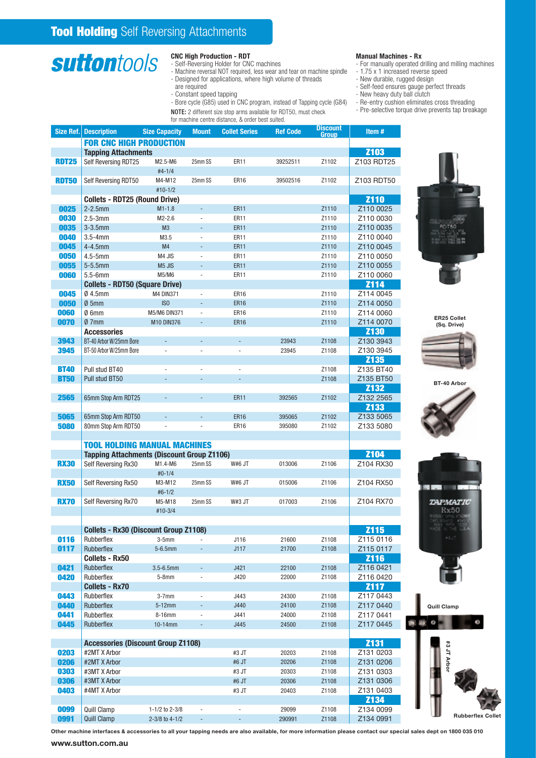## **Tool Holding** Self Reversing Attachments

**sutton**tools

**CNC High Production - RDT**

- Self-Reversing Holder for CNC machines
- Machine reversal NOT required, less wear and tear on machine spindle
- Designed for applications, where high volume of threads are required
- Constant speed tapping
- Bore cycle (G85) used in CNC program, instead of Tapping cycle (G84)

**NOTE:** 2 different size stop arms available for RDT50, must check for machine centre distance, & order best suited.

**Manual Machines - Rx**

- For manually operated drilling and milling machines
- 1.75 x 1 increased reverse speed
- New durable, rugged design
- Self-feed ensures gauge perfect threads
- New heavy duty ball clutch
- Re-entry cushion eliminates cross threading
- Pre-selective torque drive prevents tap breakage

| Size Ref. | Description | Size Capacity | Mount | Collet Series | Ref Code | Discount Group | Item # |
|---|---|---|---|---|---|---|---|
| | **FOR CNC HIGH PRODUCTION** | | | | | | |
| | **Tapping Attachments** | | | | | | **Z103** |
| **RDT25** | Self Reversing RDT25 | M2.5-M6 | 25mm SS | ER11 | 39252511 | Z1102 | Z103 RDT25 |
| | | #4-1/4 | | | | | |
| **RDT50** | Self Reversing RDT50 | M4-M12 | 25mm SS | ER16 | 39502516 | Z1102 | Z103 RDT50 |
| | | #10-1/2 | | | | | |
| | **Collets - RDT25 (Round Drive)** | | | | | | **Z110** |
| **0025** | 2-2.5mm | M1-1.8 | - | ER11 | | Z1110 | Z110 0025 |
| **0030** | 2.5-3mm | M2-2.6 | - | ER11 | | Z1110 | Z110 0030 |
| **0035** | 3-3.5mm | M3 | - | ER11 | | Z1110 | Z110 0035 |
| **0040** | 3.5-4mm | M3.5 | - | ER11 | | Z1110 | Z110 0040 |
| **0045** | 4-4.5mm | M4 | - | ER11 | | Z1110 | Z110 0045 |
| **0050** | 4.5-5mm | M4 JIS | - | ER11 | | Z1110 | Z110 0050 |
| **0055** | 5-5.5mm | M5 JIS | - | ER11 | | Z1110 | Z110 0055 |
| **0060** | 5.5-6mm | M5/M6 | - | ER11 | | Z1110 | Z110 0060 |
| | **Collets - RDT50 (Square Drive)** | | | | | | **Z114** |
| **0045** | Ø 4.5mm | M4 DIN371 | - | ER16 | | Z1110 | Z114 0045 |
| **0050** | Ø 5mm | ISO | - | ER16 | | Z1110 | Z114 0050 |
| **0060** | Ø 6mm | M5/M6 DIN371 | - | ER16 | | Z1110 | Z114 0060 |
| **0070** | Ø 7mm | M10 DIN376 | - | ER16 | | Z1110 | Z114 0070 |
| | **Accessories** | | | | | | **Z130** |
| **3943** | BT-40 Arbor W/25mm Bore | - | - | - | 23943 | Z1108 | Z130 3943 |
| **3945** | BT-50 Arbor W/25mm Bore | - | - | - | 23945 | Z1108 | Z130 3945 |
| | | | | | | | **Z135** |
| **BT40** | Pull stud BT40 | - | - | - | | Z1108 | Z135 BT40 |
| **BT50** | Pull stud BT50 | - | - | - | | Z1108 | Z135 BT50 |
| | | | | | | | **Z132** |
| **2565** | 65mm Stop Arm RDT25 | - | - | ER11 | 392565 | Z1102 | Z132 2565 |
| | | | | | | | **Z133** |
| **5065** | 65mm Stop Arm RDT50 | - | - | ER16 | 395065 | Z1102 | Z133 5065 |
| **5080** | 80mm Stop Arm RDT50 | - | - | ER16 | 395080 | Z1102 | Z133 5080 |
| | **TOOL HOLDING MANUAL MACHINES** | | | | | | |
| | **Tapping Attachments (Discount Group Z1106)** | | | | | | **Z104** |
| **RX30** | Self Reversing Rx30 | M1.4-M6 | 25mm SS | W#6 JT | 013006 | Z1106 | Z104 RX30 |
| | | #0-1/4 | | | | | |
| **RX50** | Self Reversing Rx50 | M3-M12 | 25mm SS | W#6 JT | 015006 | Z1106 | Z104 RX50 |
| | | #6-1/2 | | | | | |
| **RX70** | Self Reversing Rx70 | M5-M18 | 25mm SS | W#3 JT | 017003 | Z1106 | Z104 RX70 |
| | | #10-3/4 | | | | | |
| | **Collets - Rx30 (Discount Group Z1108)** | | | | | | **Z115** |
| **0116** | Rubberflex | 3-5mm | - | J116 | 21600 | Z1108 | Z115 0116 |
| **0117** | Rubberflex | 5-6.5mm | - | J117 | 21700 | Z1108 | Z115 0117 |
| | **Collets - Rx50** | | | | | | **Z116** |
| **0421** | Rubberflex | 3.5-6.5mm | - | J421 | 22100 | Z1108 | Z116 0421 |
| **0420** | Rubberflex | 5-8mm | - | J420 | 22000 | Z1108 | Z116 0420 |
| | **Collets - Rx70** | | | | | | **Z117** |
| **0443** | Rubberflex | 3-7mm | - | J443 | 24300 | Z1108 | Z117 0443 |
| **0440** | Rubberflex | 5-12mm | - | J440 | 24100 | Z1108 | Z117 0440 |
| **0441** | Rubberflex | 8-16mm | - | J441 | 24000 | Z1108 | Z117 0441 |
| **0445** | Rubberflex | 10-14mm | - | J445 | 24500 | Z1108 | Z117 0445 |
| | **Accessories (Discount Group Z1108)** | | | | | | **Z131** |
| **0203** | #2MT X Arbor | | | #3 JT | 20203 | Z1108 | Z131 0203 |
| **0206** | #2MT X Arbor | | | #6 JT | 20206 | Z1108 | Z131 0206 |
| **0303** | #3MT X Arbor | | | #3 JT | 20303 | Z1108 | Z131 0303 |
| **0306** | #3MT X Arbor | | | #6 JT | 20306 | Z1108 | Z131 0306 |
| **0403** | #4MT X Arbor | | | #3 JT | 20403 | Z1108 | Z131 0403 |
| | | | | | | | **Z134** |
| **0099** | Quill Clamp | 1-1/2 to 2-3/8 | - | - | 29099 | Z1108 | Z134 0099 |
| **0991** | Quill Clamp | 2-3/8 to 4-1/2 | - | - | 290991 | Z1108 | Z134 0991 |

ER25 Collet (Sq. Drive)

BT-40 Arbor

Quill Clamp

#3 JT Arbor

Rubberflex Collet

**Other machine interfaces & accessories to all your tapping needs are also available, for more information please contact our special sales dept on 1800 035 010**

**www.sutton.com.au**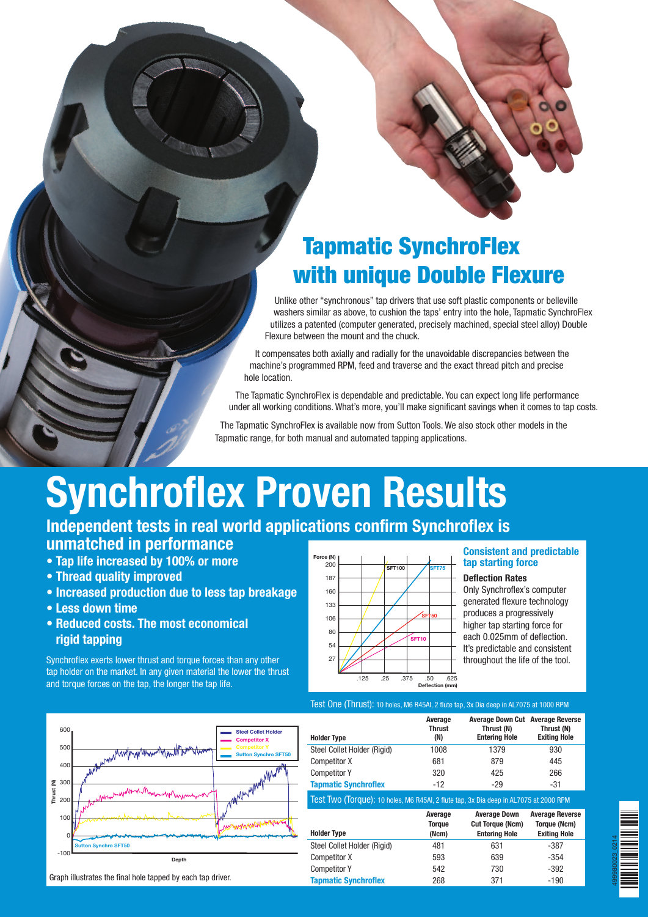# Tapmatic SynchroFlex with unique Double Flexure

Unlike other "synchronous" tap drivers that use soft plastic components or belleville washers similar as above, to cushion the taps' entry into the hole, Tapmatic SynchroFlex utilizes a patented (computer generated, precisely machined, special steel alloy) Double Flexure between the mount and the chuck.

It compensates both axially and radially for the unavoidable discrepancies between the machine's programmed RPM, feed and traverse and the exact thread pitch and precise hole location.

The Tapmatic SynchroFlex is dependable and predictable. You can expect long life performance under all working conditions. What's more, you'll make significant savings when it comes to tap costs.

The Tapmatic SynchroFlex is available now from Sutton Tools. We also stock other models in the Tapmatic range, for both manual and automated tapping applications.

# Synchroflex Proven Results

## Independent tests in real world applications confirm Synchroflex is unmatched in performance

- Tap life increased by 100% or more
- Thread quality improved
- Increased production due to less tap breakage
- Less down time
- Reduced costs. The most economical rigid tapping

Synchroflex exerts lower thrust and torque forces than any other tap holder on the market. In any given material the lower the thrust and torque forces on the tap, the longer the tap life.

Force (N)
200
187
160
133
106
80
54
27
.125 .25 .375 .50 .625
Deflection (mm)
SFT100
SFT75
SFT50
SFT10

### Consistent and predictable tap starting force

**Deflection Rates**

Only Synchroflex's computer generated flexure technology produces a progressively higher tap starting force for each 0.025mm of deflection. It's predictable and consistent throughout the life of the tool.

600
500
400
300
200
100
0
-100
Thrust (N)
Depth
Steel Collet Holder
Competitor X
Competitor Y
Sutton Synchro SFT50
Sutton Synchro SFT50

Graph illustrates the final hole tapped by each tap driver.

Test One (Thrust): 10 holes, M6 R45Al, 2 flute tap, 3x Dia deep in AL7075 at 1000 RPM

| Holder Type | Average Thrust (N) | Average Down Cut Thrust (N) Entering Hole | Average Reverse Thrust (N) Exiting Hole |
|---|---|---|---|
| Steel Collet Holder (Rigid) | 1008 | 1379 | 930 |
| Competitor X | 681 | 879 | 445 |
| Competitor Y | 320 | 425 | 266 |
| **Tapmatic Synchroflex** | -12 | -29 | -31 |

Test Two (Torque): 10 holes, M6 R45Al, 2 flute tap, 3x Dia deep in AL7075 at 2000 RPM

| Holder Type | Average Torque (Ncm) | Average Down Cut Torque (Ncm) Entering Hole | Average Reverse Torque (Ncm) Exiting Hole |
|---|---|---|---|
| Steel Collet Holder (Rigid) | 481 | 631 | -387 |
| Competitor X | 593 | 639 | -354 |
| Competitor Y | 542 | 730 | -392 |
| **Tapmatic Synchroflex** | 268 | 371 | -190 |

499980023 0214